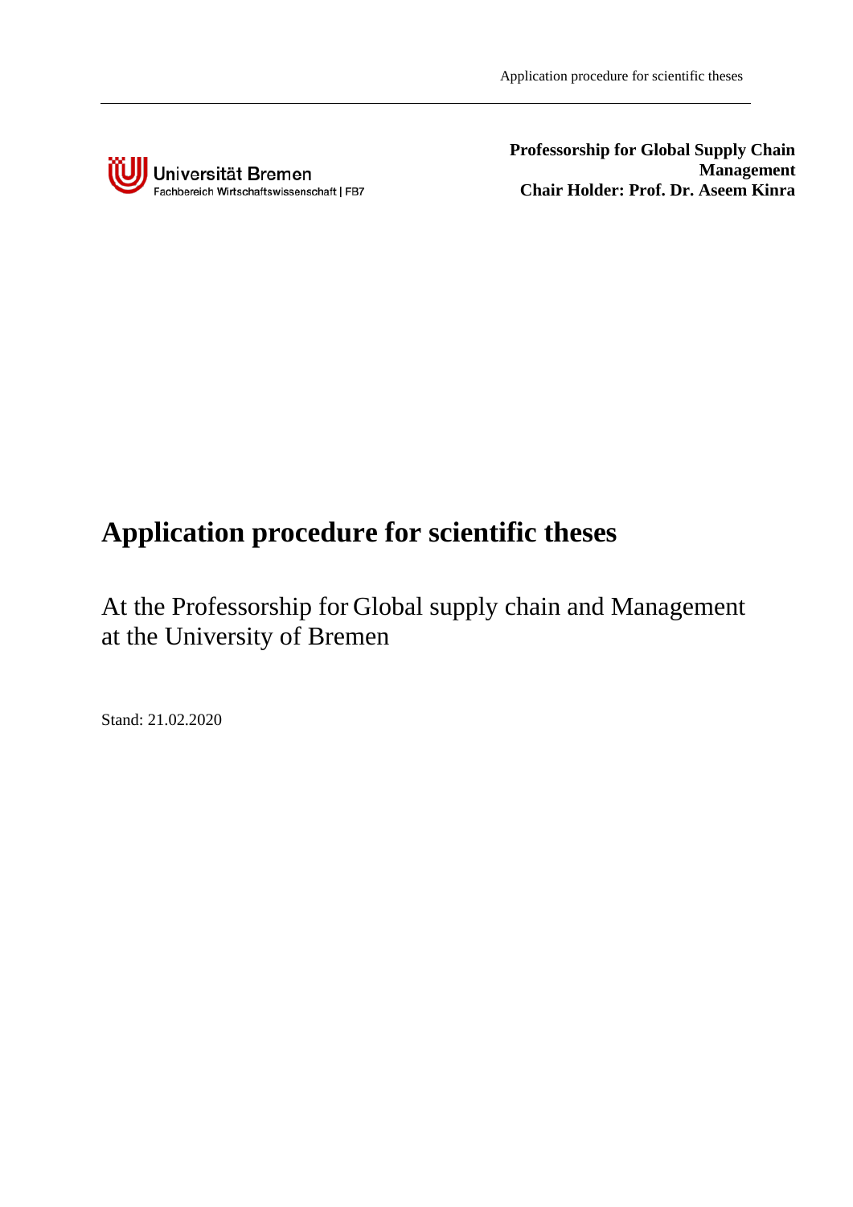Universität Bremen
Fachbereich Wirtschaftswissenschaft | FB7

**Professorship for Global Supply Chain Management**
**Chair Holder: Prof. Dr. Aseem Kinra**

# Application procedure for scientific theses

At the Professorship for Global supply chain and Management at the University of Bremen

Stand: 21.02.2020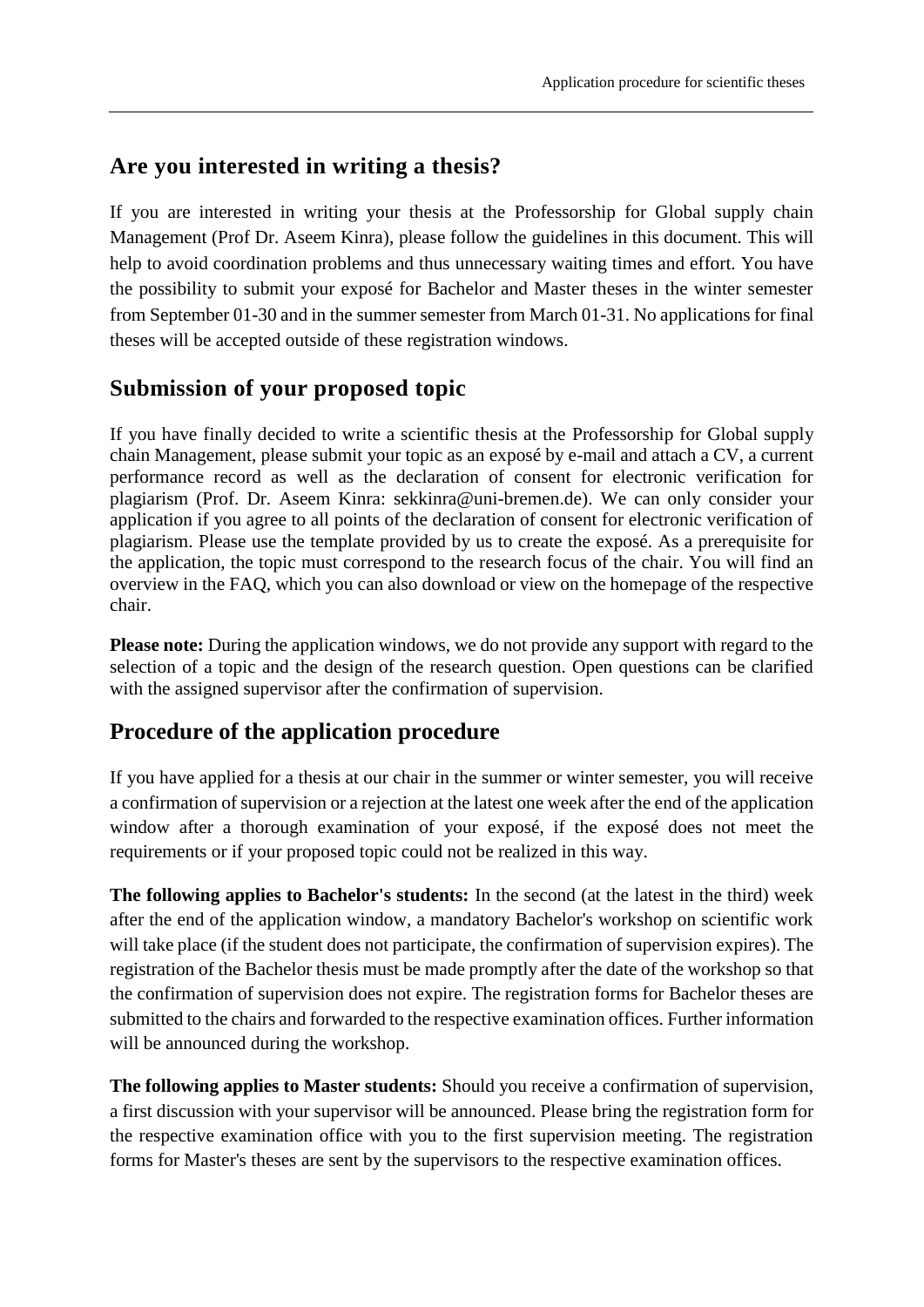## Are you interested in writing a thesis?

If you are interested in writing your thesis at the Professorship for Global supply chain Management (Prof Dr. Aseem Kinra), please follow the guidelines in this document. This will help to avoid coordination problems and thus unnecessary waiting times and effort. You have the possibility to submit your exposé for Bachelor and Master theses in the winter semester from September 01-30 and in the summer semester from March 01-31. No applications for final theses will be accepted outside of these registration windows.

## Submission of your proposed topic

If you have finally decided to write a scientific thesis at the Professorship for Global supply chain Management, please submit your topic as an exposé by e-mail and attach a CV, a current performance record as well as the declaration of consent for electronic verification for plagiarism (Prof. Dr. Aseem Kinra: sekkinra@uni-bremen.de). We can only consider your application if you agree to all points of the declaration of consent for electronic verification of plagiarism. Please use the template provided by us to create the exposé. As a prerequisite for the application, the topic must correspond to the research focus of the chair. You will find an overview in the FAQ, which you can also download or view on the homepage of the respective chair.

**Please note:** During the application windows, we do not provide any support with regard to the selection of a topic and the design of the research question. Open questions can be clarified with the assigned supervisor after the confirmation of supervision.

## Procedure of the application procedure

If you have applied for a thesis at our chair in the summer or winter semester, you will receive a confirmation of supervision or a rejection at the latest one week after the end of the application window after a thorough examination of your exposé, if the exposé does not meet the requirements or if your proposed topic could not be realized in this way.

**The following applies to Bachelor's students:** In the second (at the latest in the third) week after the end of the application window, a mandatory Bachelor's workshop on scientific work will take place (if the student does not participate, the confirmation of supervision expires). The registration of the Bachelor thesis must be made promptly after the date of the workshop so that the confirmation of supervision does not expire. The registration forms for Bachelor theses are submitted to the chairs and forwarded to the respective examination offices. Further information will be announced during the workshop.

**The following applies to Master students:** Should you receive a confirmation of supervision, a first discussion with your supervisor will be announced. Please bring the registration form for the respective examination office with you to the first supervision meeting. The registration forms for Master's theses are sent by the supervisors to the respective examination offices.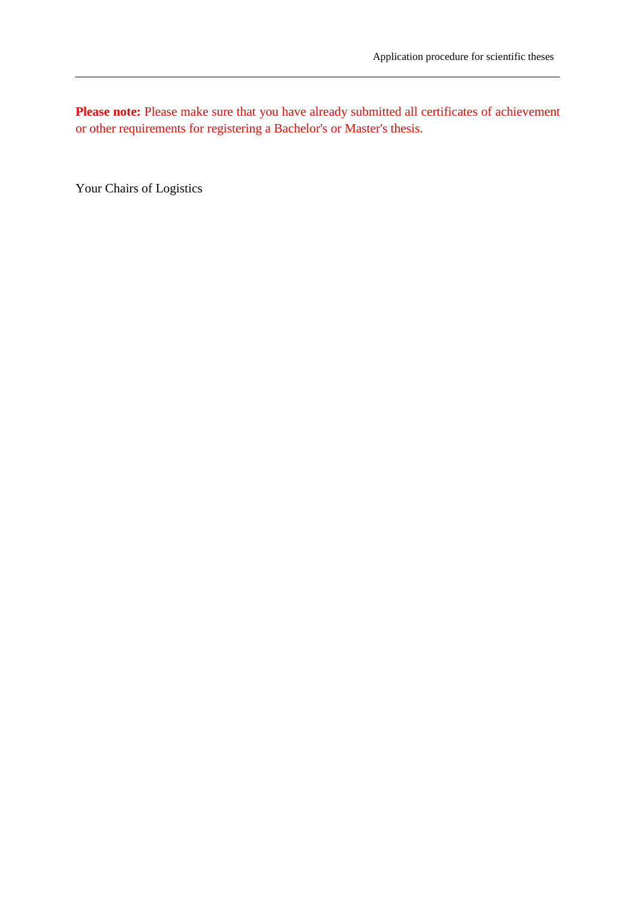**Please note:** Please make sure that you have already submitted all certificates of achievement or other requirements for registering a Bachelor's or Master's thesis.

Your Chairs of Logistics